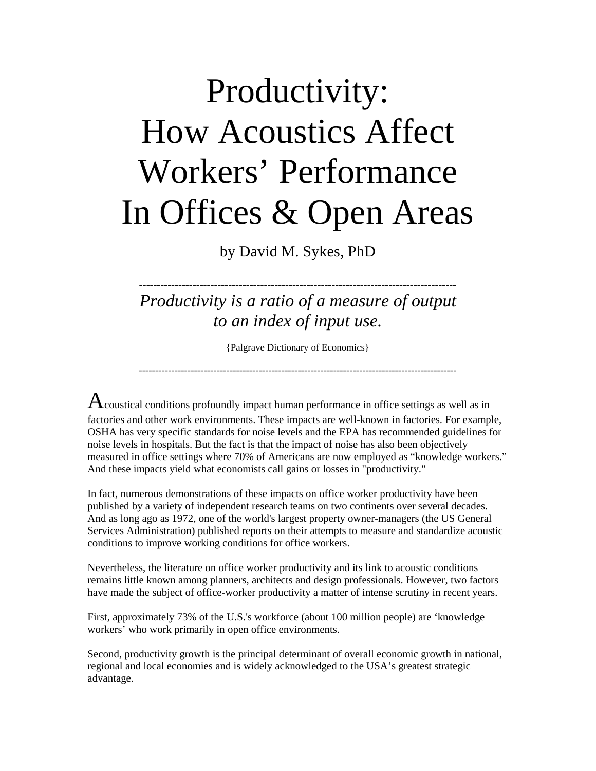# Productivity: How Acoustics Affect Workers' Performance In Offices & Open Areas

by David M. Sykes, PhD

---

*Productivity is a ratio of a measure of output to an index of input use.*

{Palgrave Dictionary of Economics}

---

Acoustical conditions profoundly impact human performance in office settings as well as in factories and other work environments. These impacts are well-known in factories. For example, OSHA has very specific standards for noise levels and the EPA has recommended guidelines for noise levels in hospitals. But the fact is that the impact of noise has also been objectively measured in office settings where 70% of Americans are now employed as "knowledge workers." And these impacts yield what economists call gains or losses in "productivity."

In fact, numerous demonstrations of these impacts on office worker productivity have been published by a variety of independent research teams on two continents over several decades. And as long ago as 1972, one of the world's largest property owner-managers (the US General Services Administration) published reports on their attempts to measure and standardize acoustic conditions to improve working conditions for office workers.

Nevertheless, the literature on office worker productivity and its link to acoustic conditions remains little known among planners, architects and design professionals. However, two factors have made the subject of office-worker productivity a matter of intense scrutiny in recent years.

First, approximately 73% of the U.S.'s workforce (about 100 million people) are 'knowledge workers' who work primarily in open office environments.

Second, productivity growth is the principal determinant of overall economic growth in national, regional and local economies and is widely acknowledged to the USA's greatest strategic advantage.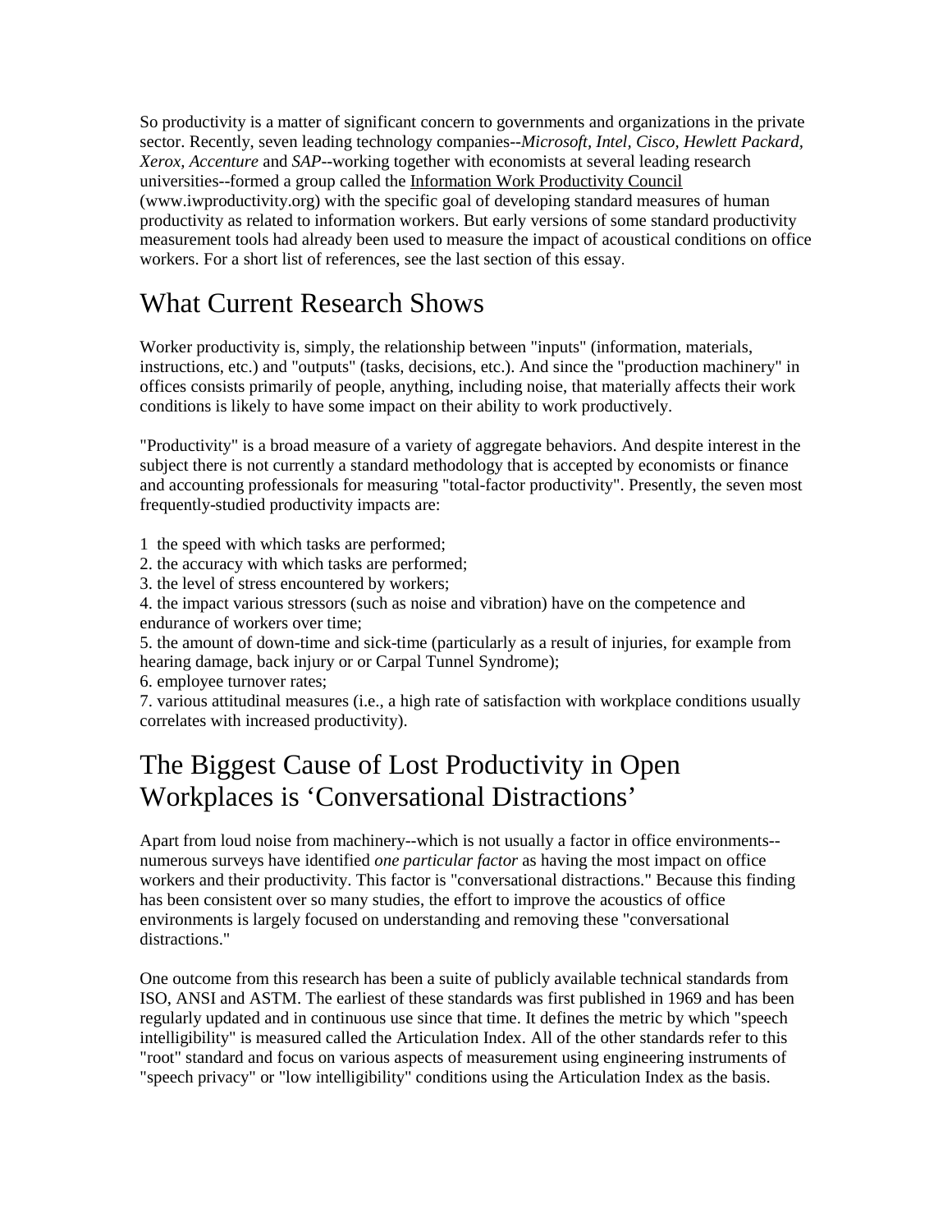So productivity is a matter of significant concern to governments and organizations in the private sector. Recently, seven leading technology companies--*Microsoft, Intel, Cisco, Hewlett Packard, Xerox, Accenture* and *SAP*--working together with economists at several leading research universities--formed a group called the Information Work Productivity Council (www.iwproductivity.org) with the specific goal of developing standard measures of human productivity as related to information workers. But early versions of some standard productivity measurement tools had already been used to measure the impact of acoustical conditions on office workers. For a short list of references, see the last section of this essay.

## What Current Research Shows

Worker productivity is, simply, the relationship between "inputs" (information, materials, instructions, etc.) and "outputs" (tasks, decisions, etc.). And since the "production machinery" in offices consists primarily of people, anything, including noise, that materially affects their work conditions is likely to have some impact on their ability to work productively.

"Productivity" is a broad measure of a variety of aggregate behaviors. And despite interest in the subject there is not currently a standard methodology that is accepted by economists or finance and accounting professionals for measuring "total-factor productivity". Presently, the seven most frequently-studied productivity impacts are:

1  the speed with which tasks are performed;
2. the accuracy with which tasks are performed;
3. the level of stress encountered by workers;
4. the impact various stressors (such as noise and vibration) have on the competence and endurance of workers over time;
5. the amount of down-time and sick-time (particularly as a result of injuries, for example from hearing damage, back injury or or Carpal Tunnel Syndrome);
6. employee turnover rates;
7. various attitudinal measures (i.e., a high rate of satisfaction with workplace conditions usually correlates with increased productivity).

## The Biggest Cause of Lost Productivity in Open Workplaces is 'Conversational Distractions'

Apart from loud noise from machinery--which is not usually a factor in office environments--numerous surveys have identified *one particular factor* as having the most impact on office workers and their productivity. This factor is "conversational distractions." Because this finding has been consistent over so many studies, the effort to improve the acoustics of office environments is largely focused on understanding and removing these "conversational distractions."

One outcome from this research has been a suite of publicly available technical standards from ISO, ANSI and ASTM. The earliest of these standards was first published in 1969 and has been regularly updated and in continuous use since that time. It defines the metric by which "speech intelligibility" is measured called the Articulation Index. All of the other standards refer to this "root" standard and focus on various aspects of measurement using engineering instruments of "speech privacy" or "low intelligibility" conditions using the Articulation Index as the basis.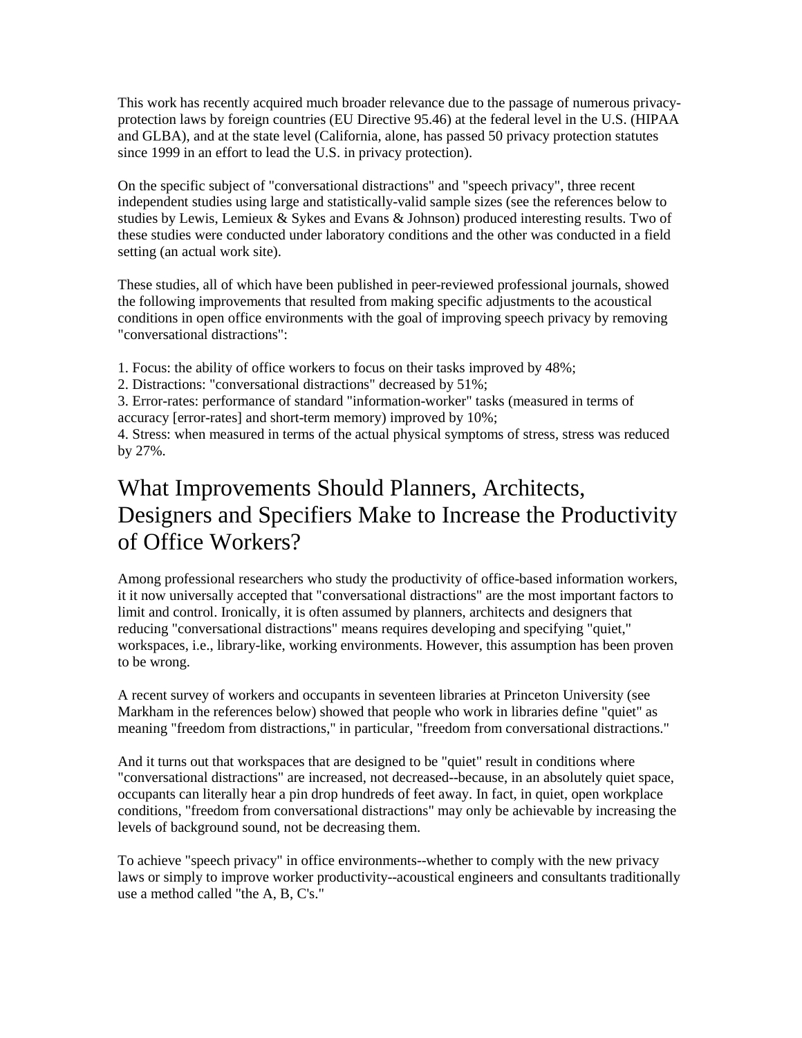This work has recently acquired much broader relevance due to the passage of numerous privacy-protection laws by foreign countries (EU Directive 95.46) at the federal level in the U.S. (HIPAA and GLBA), and at the state level (California, alone, has passed 50 privacy protection statutes since 1999 in an effort to lead the U.S. in privacy protection).

On the specific subject of "conversational distractions" and "speech privacy", three recent independent studies using large and statistically-valid sample sizes (see the references below to studies by Lewis, Lemieux & Sykes and Evans & Johnson) produced interesting results. Two of these studies were conducted under laboratory conditions and the other was conducted in a field setting (an actual work site).

These studies, all of which have been published in peer-reviewed professional journals, showed the following improvements that resulted from making specific adjustments to the acoustical conditions in open office environments with the goal of improving speech privacy by removing "conversational distractions":

1. Focus: the ability of office workers to focus on their tasks improved by 48%;
2. Distractions: "conversational distractions" decreased by 51%;
3. Error-rates: performance of standard "information-worker" tasks (measured in terms of accuracy [error-rates] and short-term memory) improved by 10%;
4. Stress: when measured in terms of the actual physical symptoms of stress, stress was reduced by 27%.

## What Improvements Should Planners, Architects, Designers and Specifiers Make to Increase the Productivity of Office Workers?

Among professional researchers who study the productivity of office-based information workers, it it now universally accepted that "conversational distractions" are the most important factors to limit and control. Ironically, it is often assumed by planners, architects and designers that reducing "conversational distractions" means requires developing and specifying "quiet," workspaces, i.e., library-like, working environments. However, this assumption has been proven to be wrong.

A recent survey of workers and occupants in seventeen libraries at Princeton University (see Markham in the references below) showed that people who work in libraries define "quiet" as meaning "freedom from distractions," in particular, "freedom from conversational distractions."

And it turns out that workspaces that are designed to be "quiet" result in conditions where "conversational distractions" are increased, not decreased--because, in an absolutely quiet space, occupants can literally hear a pin drop hundreds of feet away. In fact, in quiet, open workplace conditions, "freedom from conversational distractions" may only be achievable by increasing the levels of background sound, not be decreasing them.

To achieve "speech privacy" in office environments--whether to comply with the new privacy laws or simply to improve worker productivity--acoustical engineers and consultants traditionally use a method called "the A, B, C's."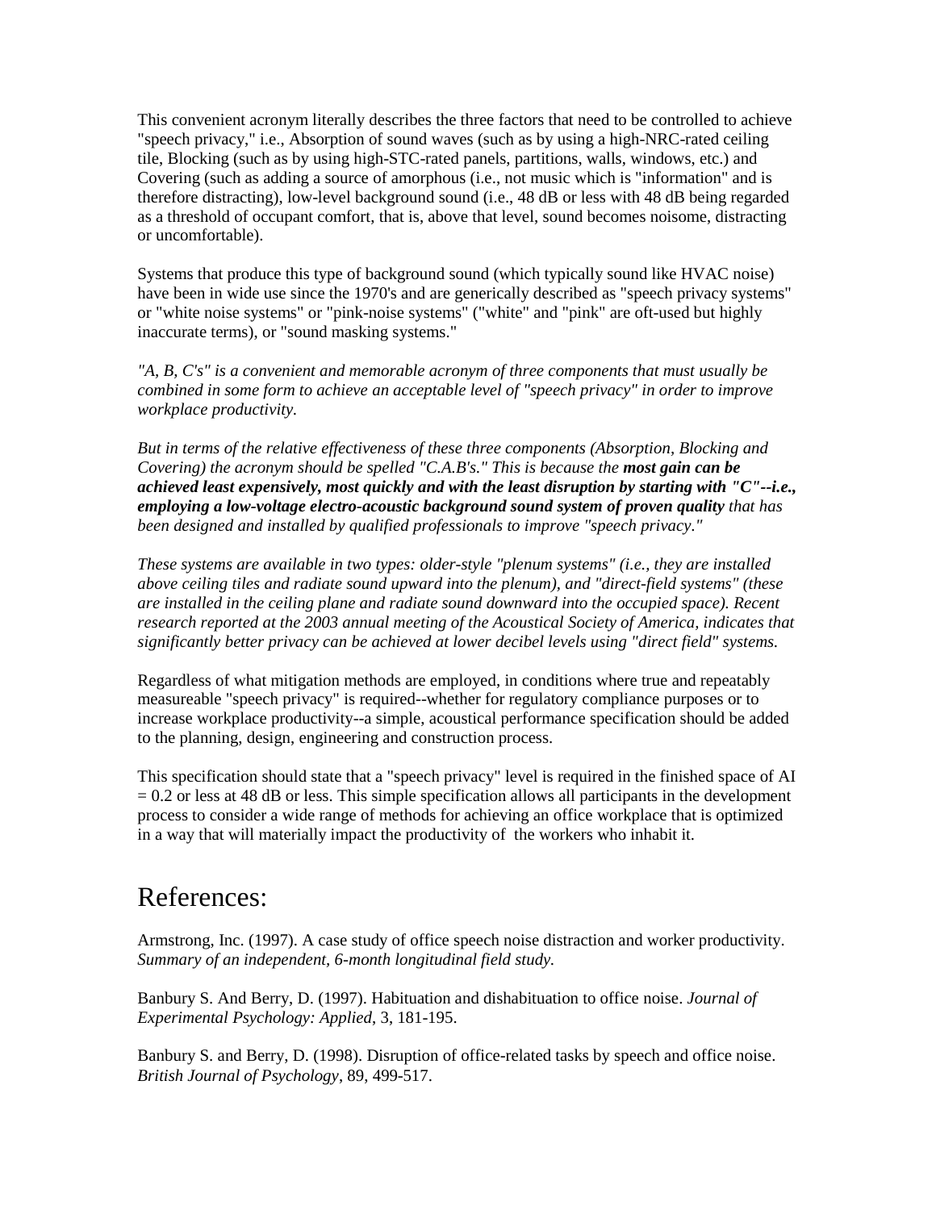This convenient acronym literally describes the three factors that need to be controlled to achieve "speech privacy," i.e., Absorption of sound waves (such as by using a high-NRC-rated ceiling tile, Blocking (such as by using high-STC-rated panels, partitions, walls, windows, etc.) and Covering (such as adding a source of amorphous (i.e., not music which is "information" and is therefore distracting), low-level background sound (i.e., 48 dB or less with 48 dB being regarded as a threshold of occupant comfort, that is, above that level, sound becomes noisome, distracting or uncomfortable).

Systems that produce this type of background sound (which typically sound like HVAC noise) have been in wide use since the 1970's and are generically described as "speech privacy systems" or "white noise systems" or "pink-noise systems" ("white" and "pink" are oft-used but highly inaccurate terms), or "sound masking systems."

*"A, B, C's" is a convenient and memorable acronym of three components that must usually be combined in some form to achieve an acceptable level of "speech privacy" in order to improve workplace productivity.*

*But in terms of the relative effectiveness of these three components (Absorption, Blocking and Covering) the acronym should be spelled "C.A.B's." This is because the* ***most gain can be achieved least expensively, most quickly and with the least disruption by starting with "C"--i.e., employing a low-voltage electro-acoustic background sound system of proven quality*** *that has been designed and installed by qualified professionals to improve "speech privacy."*

*These systems are available in two types: older-style "plenum systems" (i.e., they are installed above ceiling tiles and radiate sound upward into the plenum), and "direct-field systems" (these are installed in the ceiling plane and radiate sound downward into the occupied space). Recent research reported at the 2003 annual meeting of the Acoustical Society of America, indicates that significantly better privacy can be achieved at lower decibel levels using "direct field" systems.*

Regardless of what mitigation methods are employed, in conditions where true and repeatably measureable "speech privacy" is required--whether for regulatory compliance purposes or to increase workplace productivity--a simple, acoustical performance specification should be added to the planning, design, engineering and construction process.

This specification should state that a "speech privacy" level is required in the finished space of AI = 0.2 or less at 48 dB or less. This simple specification allows all participants in the development process to consider a wide range of methods for achieving an office workplace that is optimized in a way that will materially impact the productivity of the workers who inhabit it.

# References:

Armstrong, Inc. (1997). A case study of office speech noise distraction and worker productivity. *Summary of an independent, 6-month longitudinal field study.*

Banbury S. And Berry, D. (1997). Habituation and dishabituation to office noise. *Journal of Experimental Psychology: Applied*, 3, 181-195.

Banbury S. and Berry, D. (1998). Disruption of office-related tasks by speech and office noise. *British Journal of Psychology*, 89, 499-517.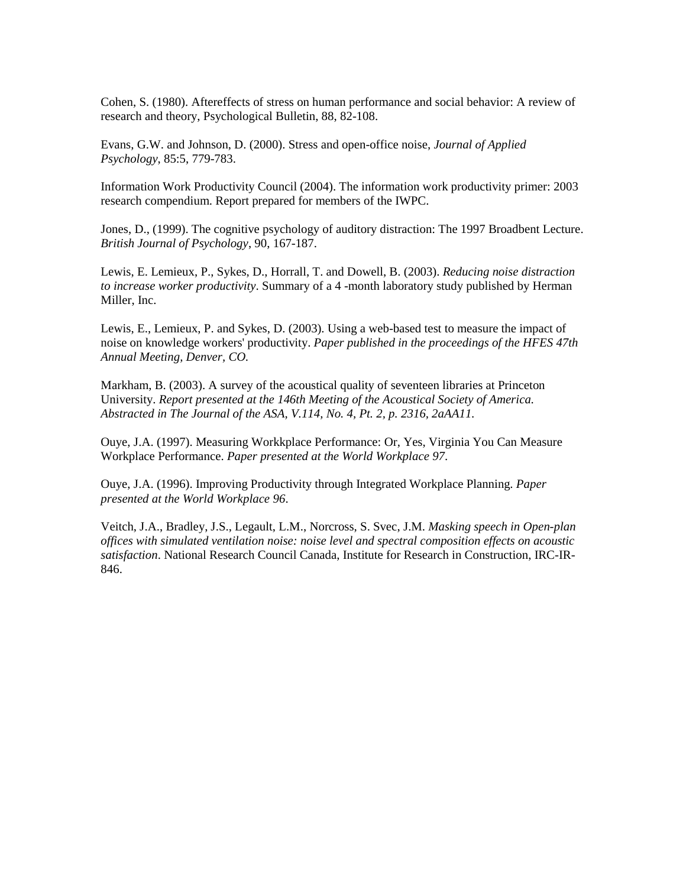Cohen, S. (1980). Aftereffects of stress on human performance and social behavior: A review of research and theory, Psychological Bulletin, 88, 82-108.

Evans, G.W. and Johnson, D. (2000). Stress and open-office noise, *Journal of Applied Psychology*, 85:5, 779-783.

Information Work Productivity Council (2004). The information work productivity primer: 2003 research compendium. Report prepared for members of the IWPC.

Jones, D., (1999). The cognitive psychology of auditory distraction: The 1997 Broadbent Lecture. *British Journal of Psychology*, 90, 167-187.

Lewis, E. Lemieux, P., Sykes, D., Horrall, T. and Dowell, B. (2003). *Reducing noise distraction to increase worker productivity*. Summary of a 4 -month laboratory study published by Herman Miller, Inc.

Lewis, E., Lemieux, P. and Sykes, D. (2003). Using a web-based test to measure the impact of noise on knowledge workers' productivity. *Paper published in the proceedings of the HFES 47th Annual Meeting, Denver, CO.*

Markham, B. (2003). A survey of the acoustical quality of seventeen libraries at Princeton University. *Report presented at the 146th Meeting of the Acoustical Society of America. Abstracted in The Journal of the ASA, V.114, No. 4, Pt. 2, p. 2316, 2aAA11.*

Ouye, J.A. (1997). Measuring Workkplace Performance: Or, Yes, Virginia You Can Measure Workplace Performance. *Paper presented at the World Workplace 97*.

Ouye, J.A. (1996). Improving Productivity through Integrated Workplace Planning. *Paper presented at the World Workplace 96*.

Veitch, J.A., Bradley, J.S., Legault, L.M., Norcross, S. Svec, J.M. *Masking speech in Open-plan offices with simulated ventilation noise: noise level and spectral composition effects on acoustic satisfaction*. National Research Council Canada, Institute for Research in Construction, IRC-IR-846.